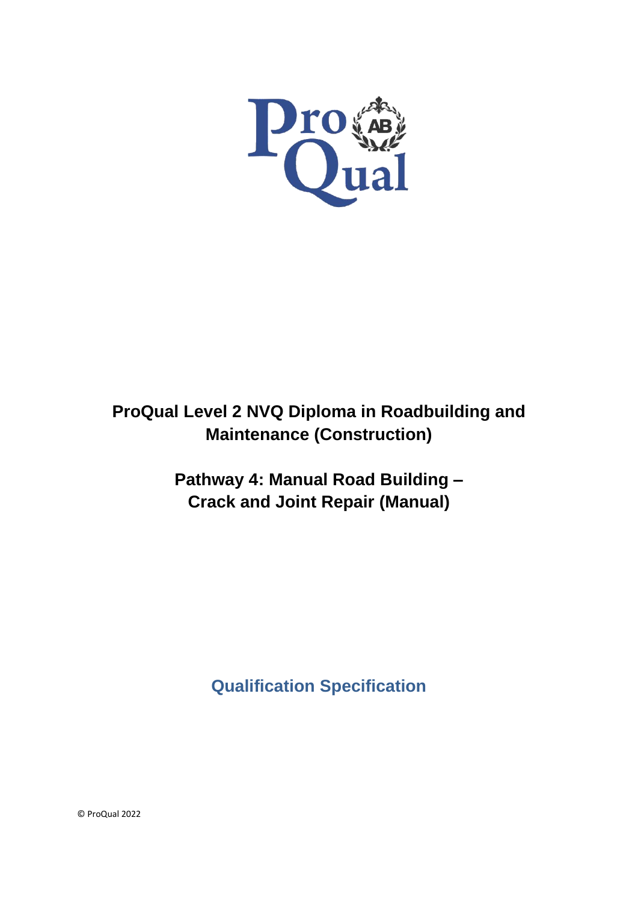# ProQual Level 2 NVQ Diploma in Roadbuilding and Maintenance (Construction)

## Pathway 4: Manual Road Building – Crack and Joint Repair (Manual)

### Qualification Specification

© ProQual 2022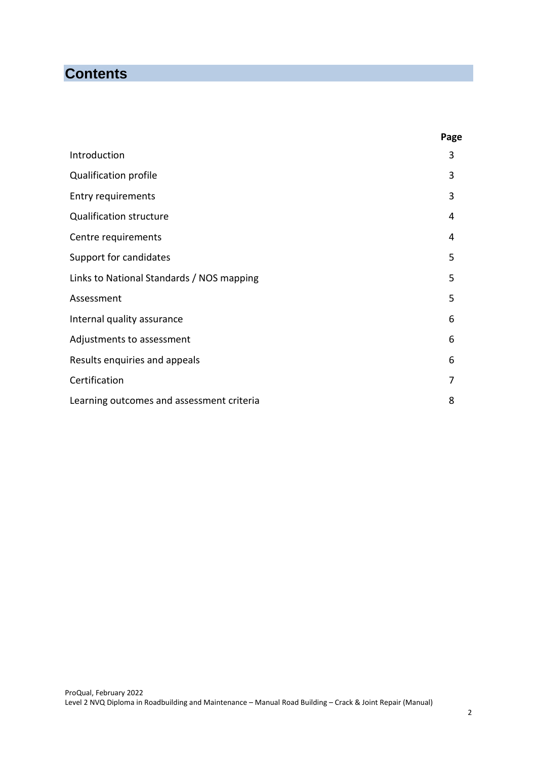# Contents

| | Page |
|---|---|
| Introduction | 3 |
| Qualification profile | 3 |
| Entry requirements | 3 |
| Qualification structure | 4 |
| Centre requirements | 4 |
| Support for candidates | 5 |
| Links to National Standards / NOS mapping | 5 |
| Assessment | 5 |
| Internal quality assurance | 6 |
| Adjustments to assessment | 6 |
| Results enquiries and appeals | 6 |
| Certification | 7 |
| Learning outcomes and assessment criteria | 8 |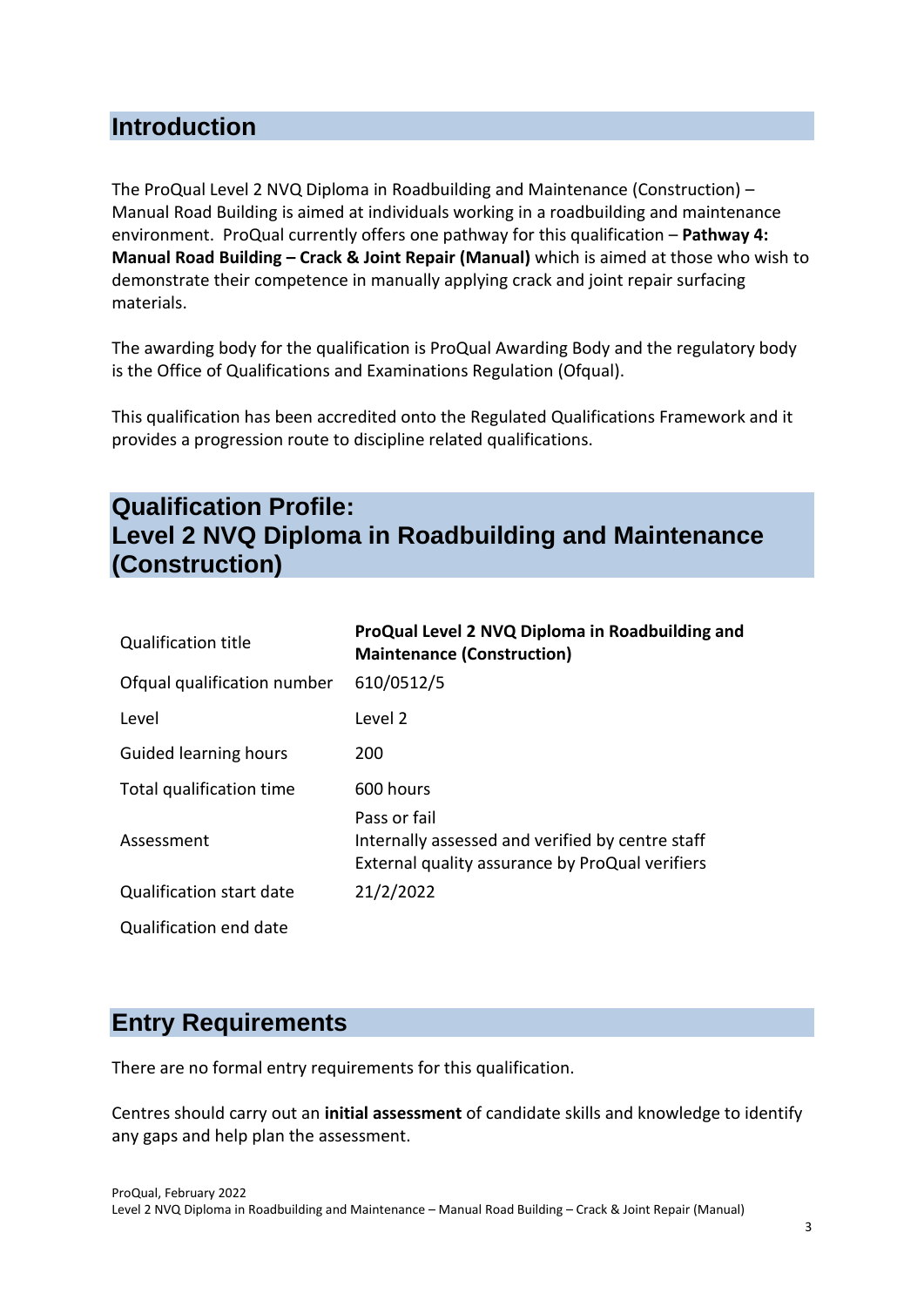## Introduction

The ProQual Level 2 NVQ Diploma in Roadbuilding and Maintenance (Construction) – Manual Road Building is aimed at individuals working in a roadbuilding and maintenance environment. ProQual currently offers one pathway for this qualification – **Pathway 4: Manual Road Building – Crack & Joint Repair (Manual)** which is aimed at those who wish to demonstrate their competence in manually applying crack and joint repair surfacing materials.

The awarding body for the qualification is ProQual Awarding Body and the regulatory body is the Office of Qualifications and Examinations Regulation (Ofqual).

This qualification has been accredited onto the Regulated Qualifications Framework and it provides a progression route to discipline related qualifications.

## Qualification Profile: Level 2 NVQ Diploma in Roadbuilding and Maintenance (Construction)

| | |
|---|---|
| Qualification title | **ProQual Level 2 NVQ Diploma in Roadbuilding and Maintenance (Construction)** |
| Ofqual qualification number | 610/0512/5 |
| Level | Level 2 |
| Guided learning hours | 200 |
| Total qualification time | 600 hours |
| Assessment | Pass or fail<br>Internally assessed and verified by centre staff<br>External quality assurance by ProQual verifiers |
| Qualification start date | 21/2/2022 |
| Qualification end date | |

## Entry Requirements

There are no formal entry requirements for this qualification.

Centres should carry out an **initial assessment** of candidate skills and knowledge to identify any gaps and help plan the assessment.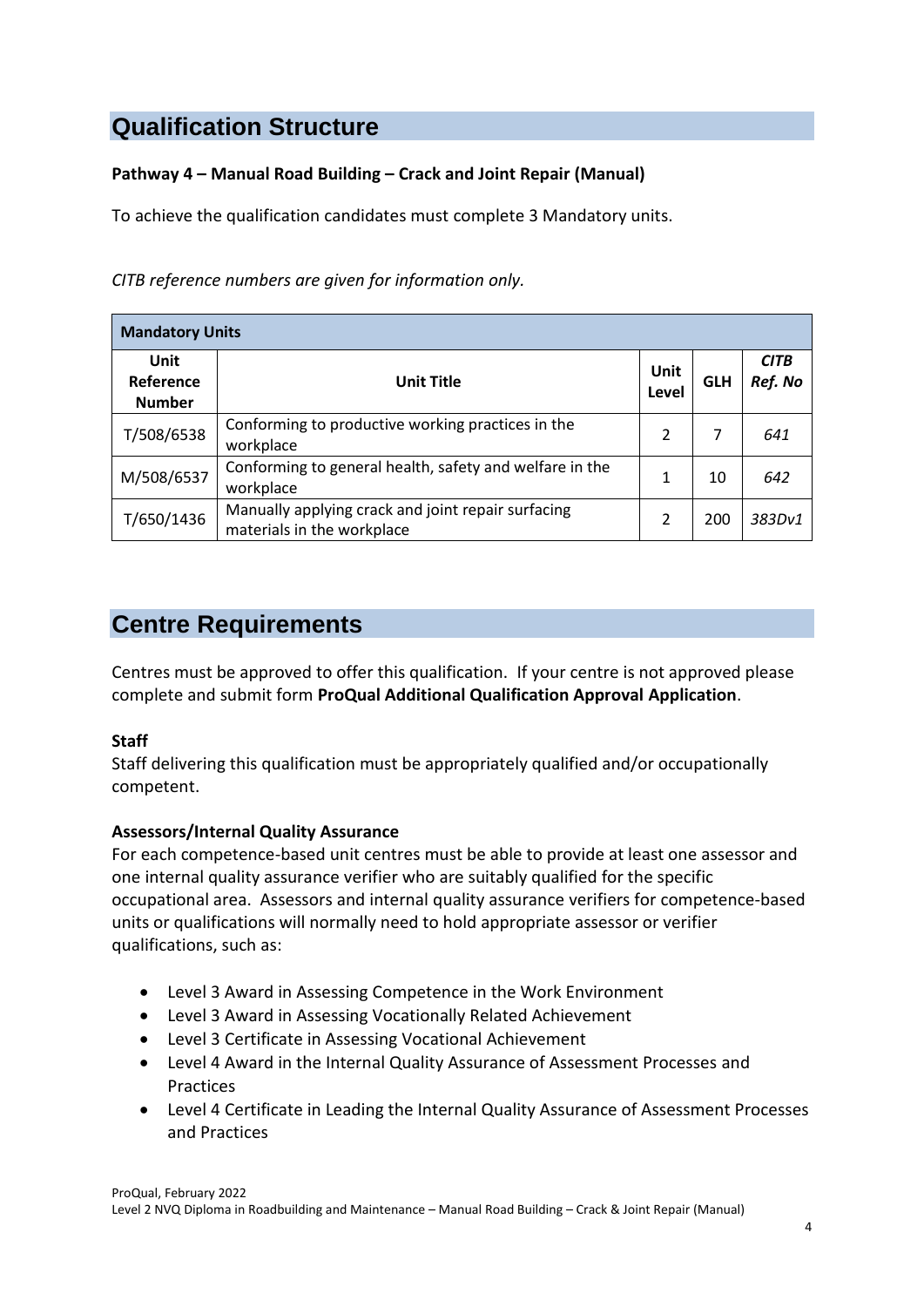## Qualification Structure

**Pathway 4 – Manual Road Building – Crack and Joint Repair (Manual)**

To achieve the qualification candidates must complete 3 Mandatory units.

*CITB reference numbers are given for information only.*

| **Mandatory Units** | | | | |
|---|---|---|---|---|
| **Unit Reference Number** | **Unit Title** | **Unit Level** | **GLH** | ***CITB Ref. No*** |
| T/508/6538 | Conforming to productive working practices in the workplace | 2 | 7 | *641* |
| M/508/6537 | Conforming to general health, safety and welfare in the workplace | 1 | 10 | *642* |
| T/650/1436 | Manually applying crack and joint repair surfacing materials in the workplace | 2 | 200 | *383Dv1* |

## Centre Requirements

Centres must be approved to offer this qualification. If your centre is not approved please complete and submit form **ProQual Additional Qualification Approval Application**.

**Staff**
Staff delivering this qualification must be appropriately qualified and/or occupationally competent.

**Assessors/Internal Quality Assurance**
For each competence-based unit centres must be able to provide at least one assessor and one internal quality assurance verifier who are suitably qualified for the specific occupational area. Assessors and internal quality assurance verifiers for competence-based units or qualifications will normally need to hold appropriate assessor or verifier qualifications, such as:

- Level 3 Award in Assessing Competence in the Work Environment
- Level 3 Award in Assessing Vocationally Related Achievement
- Level 3 Certificate in Assessing Vocational Achievement
- Level 4 Award in the Internal Quality Assurance of Assessment Processes and Practices
- Level 4 Certificate in Leading the Internal Quality Assurance of Assessment Processes and Practices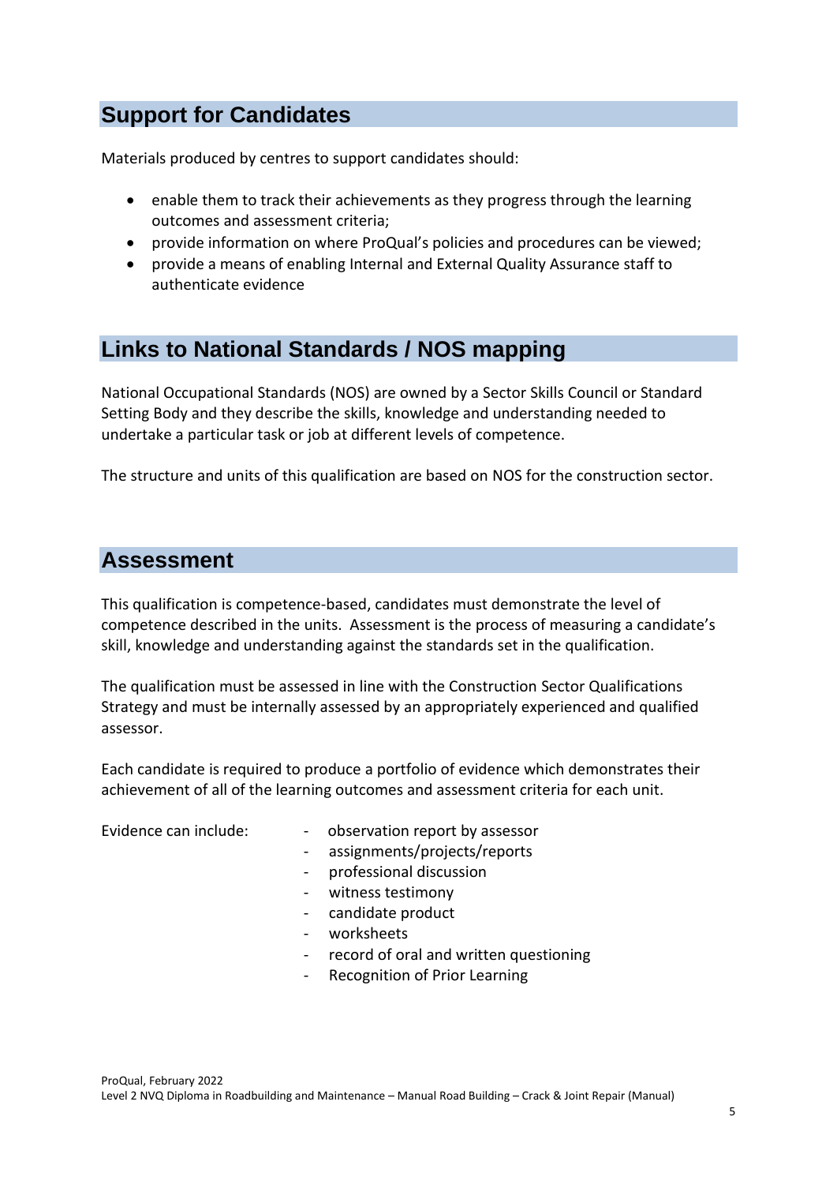## Support for Candidates

Materials produced by centres to support candidates should:

- enable them to track their achievements as they progress through the learning outcomes and assessment criteria;
- provide information on where ProQual's policies and procedures can be viewed;
- provide a means of enabling Internal and External Quality Assurance staff to authenticate evidence

## Links to National Standards / NOS mapping

National Occupational Standards (NOS) are owned by a Sector Skills Council or Standard Setting Body and they describe the skills, knowledge and understanding needed to undertake a particular task or job at different levels of competence.

The structure and units of this qualification are based on NOS for the construction sector.

## Assessment

This qualification is competence-based, candidates must demonstrate the level of competence described in the units. Assessment is the process of measuring a candidate's skill, knowledge and understanding against the standards set in the qualification.

The qualification must be assessed in line with the Construction Sector Qualifications Strategy and must be internally assessed by an appropriately experienced and qualified assessor.

Each candidate is required to produce a portfolio of evidence which demonstrates their achievement of all of the learning outcomes and assessment criteria for each unit.

Evidence can include:

- observation report by assessor
- assignments/projects/reports
- professional discussion
- witness testimony
- candidate product
- worksheets
- record of oral and written questioning
- Recognition of Prior Learning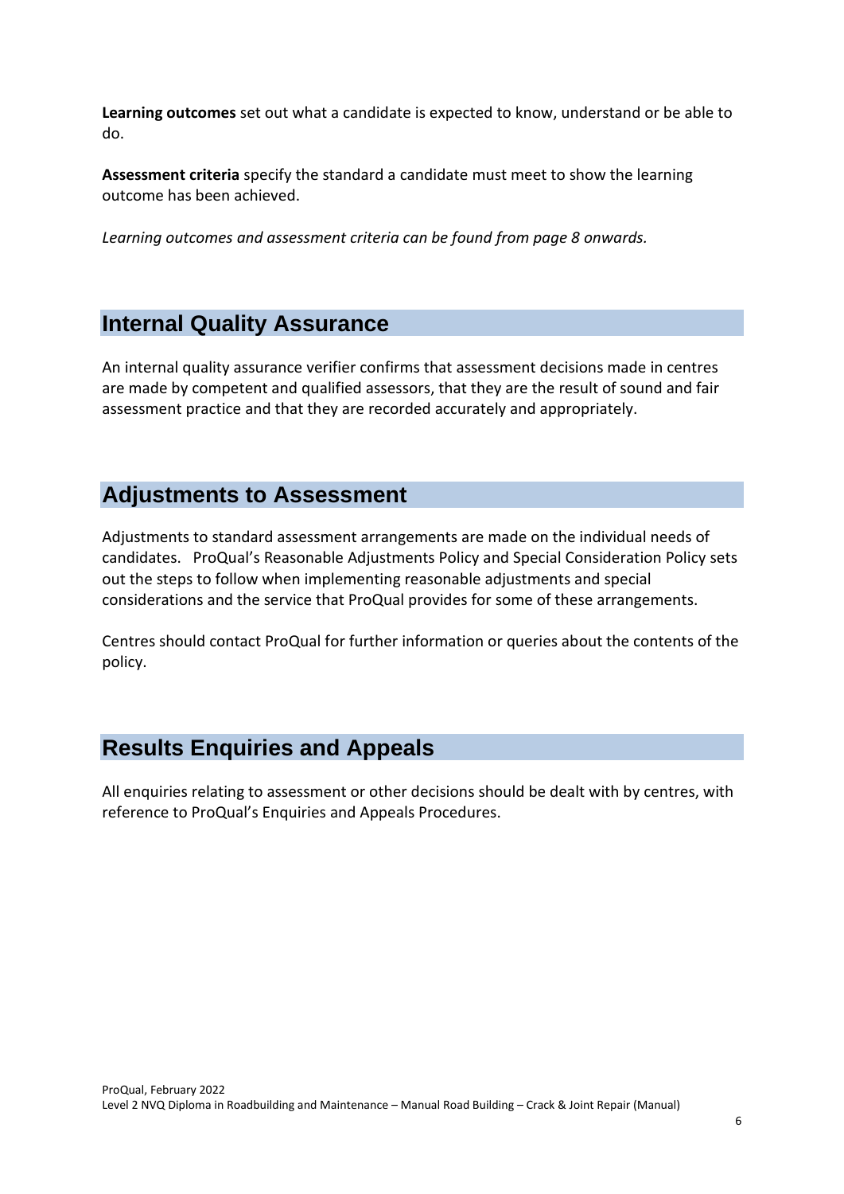**Learning outcomes** set out what a candidate is expected to know, understand or be able to do.

**Assessment criteria** specify the standard a candidate must meet to show the learning outcome has been achieved.

*Learning outcomes and assessment criteria can be found from page 8 onwards.*

## Internal Quality Assurance

An internal quality assurance verifier confirms that assessment decisions made in centres are made by competent and qualified assessors, that they are the result of sound and fair assessment practice and that they are recorded accurately and appropriately.

## Adjustments to Assessment

Adjustments to standard assessment arrangements are made on the individual needs of candidates. ProQual's Reasonable Adjustments Policy and Special Consideration Policy sets out the steps to follow when implementing reasonable adjustments and special considerations and the service that ProQual provides for some of these arrangements.

Centres should contact ProQual for further information or queries about the contents of the policy.

## Results Enquiries and Appeals

All enquiries relating to assessment or other decisions should be dealt with by centres, with reference to ProQual's Enquiries and Appeals Procedures.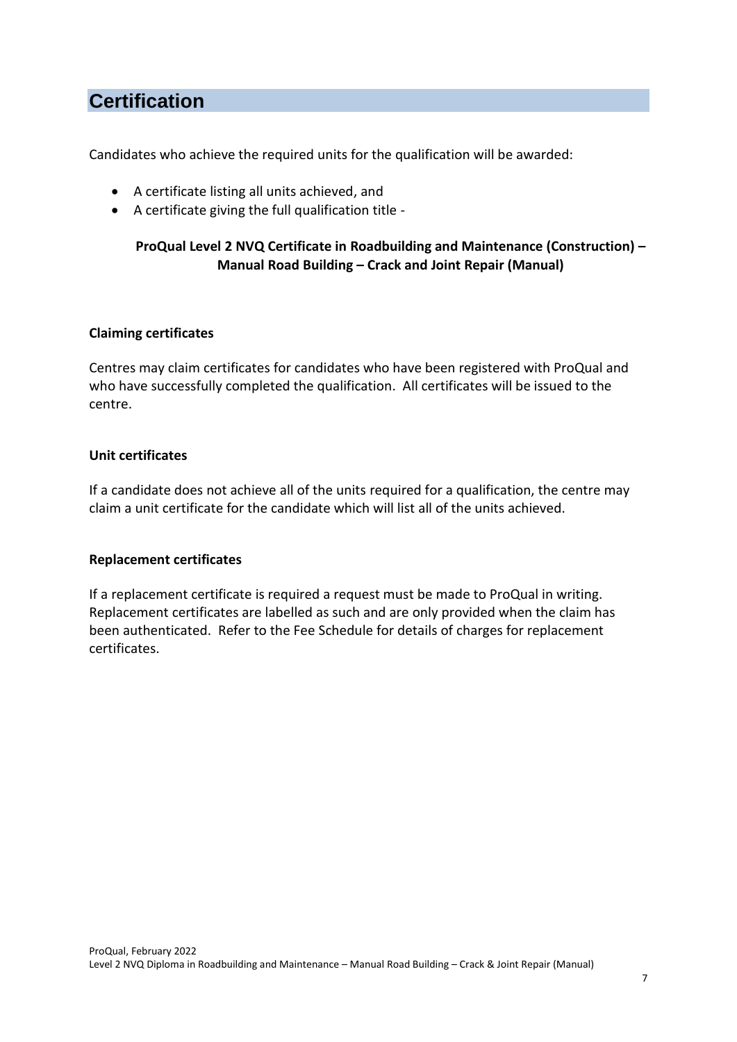# Certification

Candidates who achieve the required units for the qualification will be awarded:

- A certificate listing all units achieved, and
- A certificate giving the full qualification title -

**ProQual Level 2 NVQ Certificate in Roadbuilding and Maintenance (Construction) – Manual Road Building – Crack and Joint Repair (Manual)**

**Claiming certificates**

Centres may claim certificates for candidates who have been registered with ProQual and who have successfully completed the qualification. All certificates will be issued to the centre.

**Unit certificates**

If a candidate does not achieve all of the units required for a qualification, the centre may claim a unit certificate for the candidate which will list all of the units achieved.

**Replacement certificates**

If a replacement certificate is required a request must be made to ProQual in writing. Replacement certificates are labelled as such and are only provided when the claim has been authenticated. Refer to the Fee Schedule for details of charges for replacement certificates.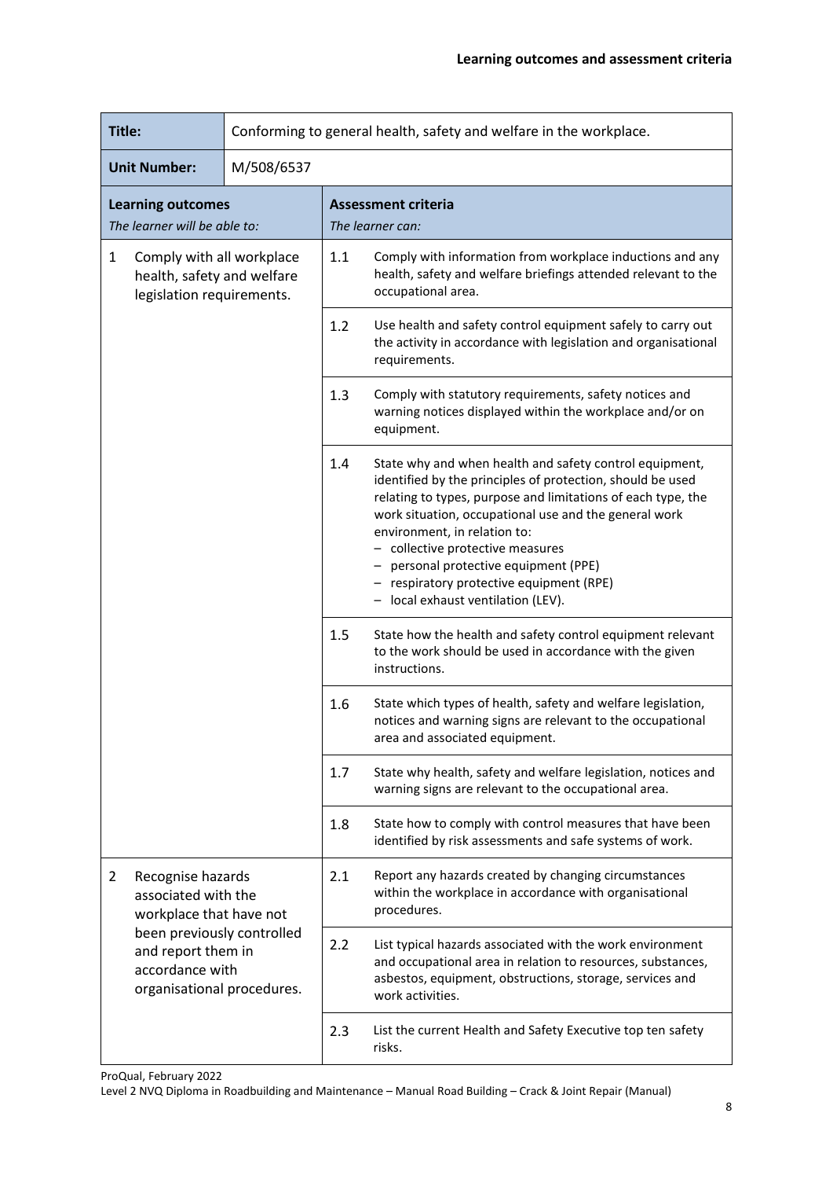| Title: | Conforming to general health, safety and welfare in the workplace. | | |
|---|---|---|---|
| **Unit Number:** | M/508/6537 | | |
| **Learning outcomes**<br>*The learner will be able to:* | | **Assessment criteria**<br>*The learner can:* | |
| 1 Comply with all workplace health, safety and welfare legislation requirements. | | 1.1 | Comply with information from workplace inductions and any health, safety and welfare briefings attended relevant to the occupational area. |
| | | 1.2 | Use health and safety control equipment safely to carry out the activity in accordance with legislation and organisational requirements. |
| | | 1.3 | Comply with statutory requirements, safety notices and warning notices displayed within the workplace and/or on equipment. |
| | | 1.4 | State why and when health and safety control equipment, identified by the principles of protection, should be used relating to types, purpose and limitations of each type, the work situation, occupational use and the general work environment, in relation to:<br>– collective protective measures<br>– personal protective equipment (PPE)<br>– respiratory protective equipment (RPE)<br>– local exhaust ventilation (LEV). |
| | | 1.5 | State how the health and safety control equipment relevant to the work should be used in accordance with the given instructions. |
| | | 1.6 | State which types of health, safety and welfare legislation, notices and warning signs are relevant to the occupational area and associated equipment. |
| | | 1.7 | State why health, safety and welfare legislation, notices and warning signs are relevant to the occupational area. |
| | | 1.8 | State how to comply with control measures that have been identified by risk assessments and safe systems of work. |
| 2 Recognise hazards associated with the workplace that have not been previously controlled and report them in accordance with organisational procedures. | | 2.1 | Report any hazards created by changing circumstances within the workplace in accordance with organisational procedures. |
| | | 2.2 | List typical hazards associated with the work environment and occupational area in relation to resources, substances, asbestos, equipment, obstructions, storage, services and work activities. |
| | | 2.3 | List the current Health and Safety Executive top ten safety risks. |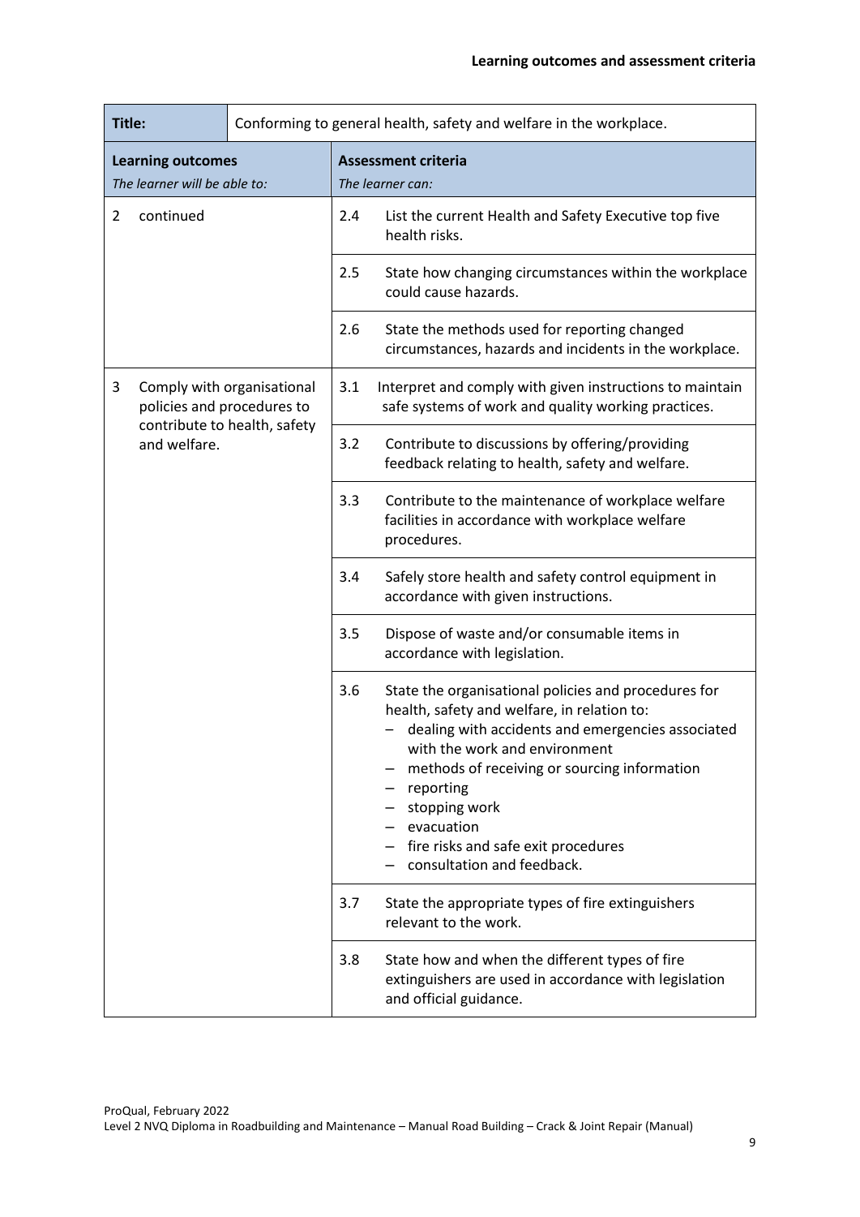| Title: | Conforming to general health, safety and welfare in the workplace. | | |
|---|---|---|---|
| **Learning outcomes** *The learner will be able to:* | | **Assessment criteria** *The learner can:* | |
| 2 | continued | 2.4 | List the current Health and Safety Executive top five health risks. |
| | | 2.5 | State how changing circumstances within the workplace could cause hazards. |
| | | 2.6 | State the methods used for reporting changed circumstances, hazards and incidents in the workplace. |
| 3 | Comply with organisational policies and procedures to contribute to health, safety and welfare. | 3.1 | Interpret and comply with given instructions to maintain safe systems of work and quality working practices. |
| | | 3.2 | Contribute to discussions by offering/providing feedback relating to health, safety and welfare. |
| | | 3.3 | Contribute to the maintenance of workplace welfare facilities in accordance with workplace welfare procedures. |
| | | 3.4 | Safely store health and safety control equipment in accordance with given instructions. |
| | | 3.5 | Dispose of waste and/or consumable items in accordance with legislation. |
| | | 3.6 | State the organisational policies and procedures for health, safety and welfare, in relation to: <br>– dealing with accidents and emergencies associated with the work and environment <br>– methods of receiving or sourcing information <br>– reporting <br>– stopping work <br>– evacuation <br>– fire risks and safe exit procedures <br>– consultation and feedback. |
| | | 3.7 | State the appropriate types of fire extinguishers relevant to the work. |
| | | 3.8 | State how and when the different types of fire extinguishers are used in accordance with legislation and official guidance. |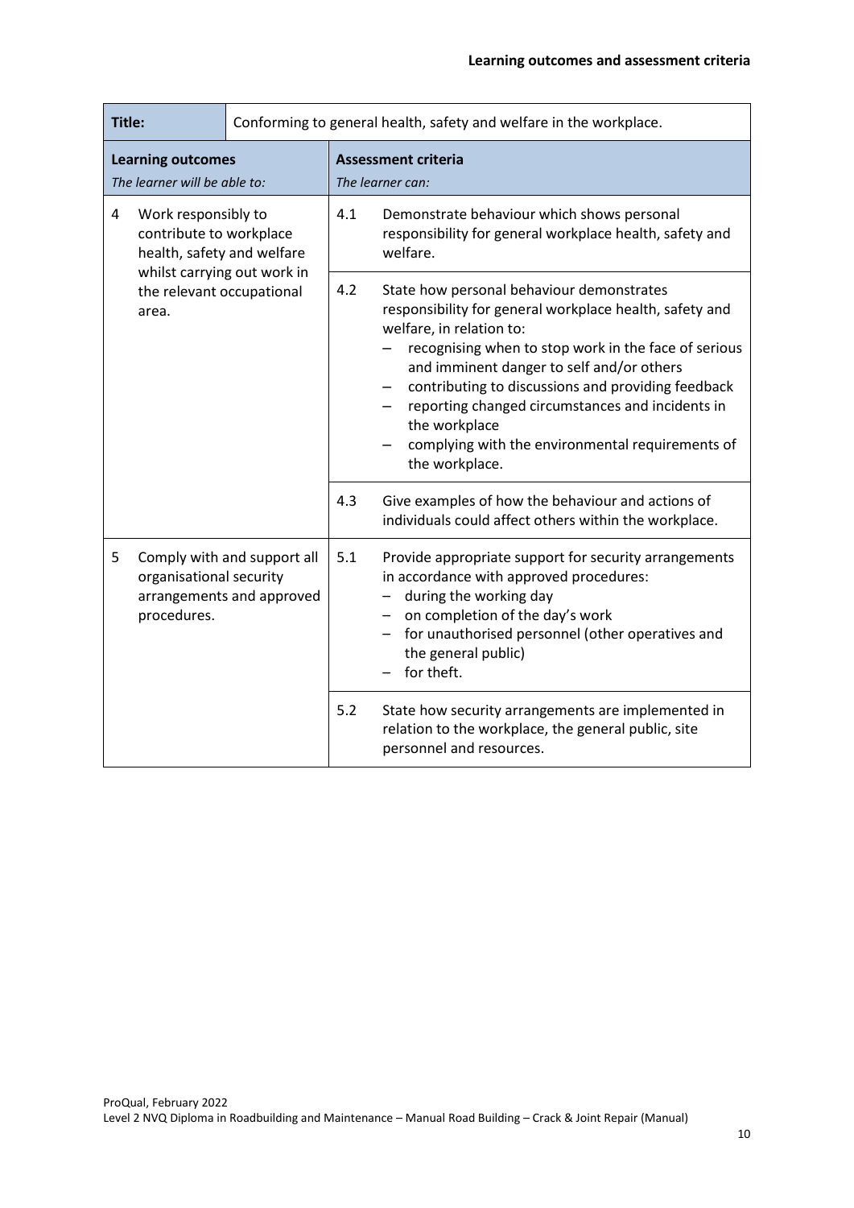| **Title:** | Conforming to general health, safety and welfare in the workplace. | | |
|---|---|---|---|
| **Learning outcomes** *The learner will be able to:* | | **Assessment criteria** *The learner can:* | |
| 4 | Work responsibly to contribute to workplace health, safety and welfare whilst carrying out work in the relevant occupational area. | 4.1 | Demonstrate behaviour which shows personal responsibility for general workplace health, safety and welfare. |
| | | 4.2 | State how personal behaviour demonstrates responsibility for general workplace health, safety and welfare, in relation to: <br> – recognising when to stop work in the face of serious and imminent danger to self and/or others <br> – contributing to discussions and providing feedback <br> – reporting changed circumstances and incidents in the workplace <br> – complying with the environmental requirements of the workplace. |
| | | 4.3 | Give examples of how the behaviour and actions of individuals could affect others within the workplace. |
| 5 | Comply with and support all organisational security arrangements and approved procedures. | 5.1 | Provide appropriate support for security arrangements in accordance with approved procedures: <br> – during the working day <br> – on completion of the day's work <br> – for unauthorised personnel (other operatives and the general public) <br> – for theft. |
| | | 5.2 | State how security arrangements are implemented in relation to the workplace, the general public, site personnel and resources. |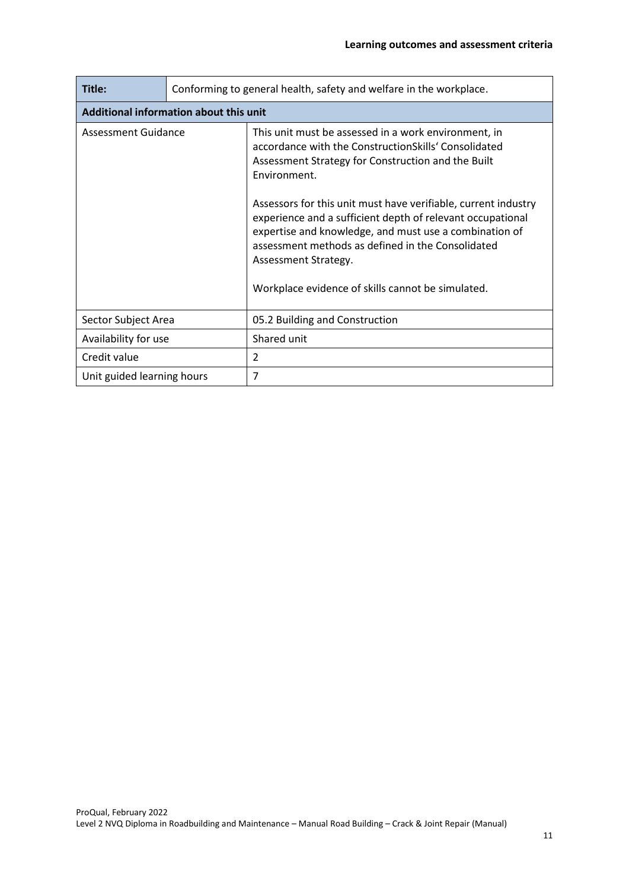| Title: | Conforming to general health, safety and welfare in the workplace. |
| --- | --- |
| **Additional information about this unit** | |
| Assessment Guidance | This unit must be assessed in a work environment, in accordance with the ConstructionSkills' Consolidated Assessment Strategy for Construction and the Built Environment.<br><br>Assessors for this unit must have verifiable, current industry experience and a sufficient depth of relevant occupational expertise and knowledge, and must use a combination of assessment methods as defined in the Consolidated Assessment Strategy.<br><br>Workplace evidence of skills cannot be simulated. |
| Sector Subject Area | 05.2 Building and Construction |
| Availability for use | Shared unit |
| Credit value | 2 |
| Unit guided learning hours | 7 |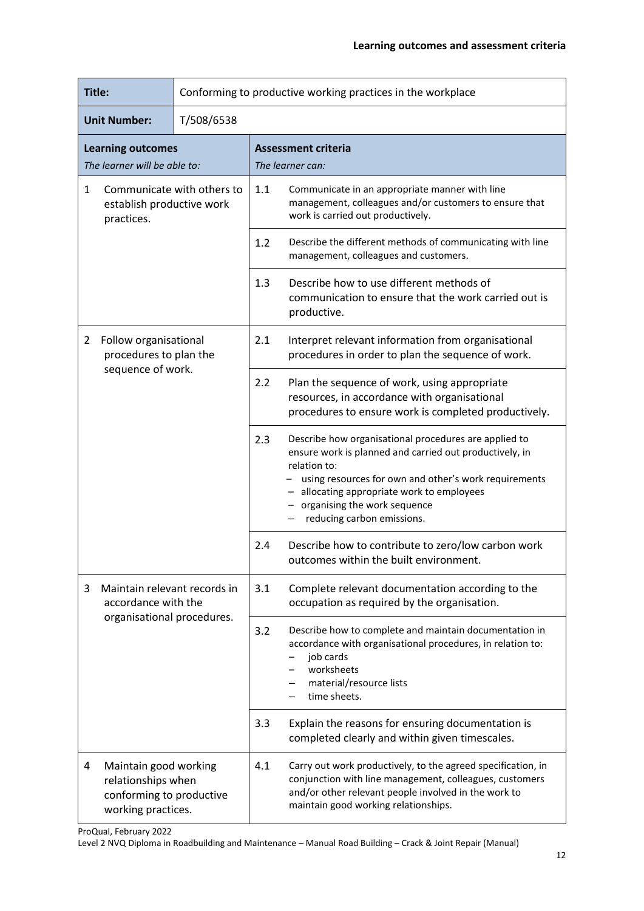| Title: | Conforming to productive working practices in the workplace | | |
|---|---|---|---|
| **Unit Number:** | T/508/6538 | | |
| **Learning outcomes** *The learner will be able to:* | | **Assessment criteria** *The learner can:* | |
| 1 Communicate with others to establish productive work practices. | | 1.1 | Communicate in an appropriate manner with line management, colleagues and/or customers to ensure that work is carried out productively. |
| | | 1.2 | Describe the different methods of communicating with line management, colleagues and customers. |
| | | 1.3 | Describe how to use different methods of communication to ensure that the work carried out is productive. |
| 2 Follow organisational procedures to plan the sequence of work. | | 2.1 | Interpret relevant information from organisational procedures in order to plan the sequence of work. |
| | | 2.2 | Plan the sequence of work, using appropriate resources, in accordance with organisational procedures to ensure work is completed productively. |
| | | 2.3 | Describe how organisational procedures are applied to ensure work is planned and carried out productively, in relation to: – using resources for own and other's work requirements – allocating appropriate work to employees – organising the work sequence – reducing carbon emissions. |
| | | 2.4 | Describe how to contribute to zero/low carbon work outcomes within the built environment. |
| 3 Maintain relevant records in accordance with the organisational procedures. | | 3.1 | Complete relevant documentation according to the occupation as required by the organisation. |
| | | 3.2 | Describe how to complete and maintain documentation in accordance with organisational procedures, in relation to: – job cards – worksheets – material/resource lists – time sheets. |
| | | 3.3 | Explain the reasons for ensuring documentation is completed clearly and within given timescales. |
| 4 Maintain good working relationships when conforming to productive working practices. | | 4.1 | Carry out work productively, to the agreed specification, in conjunction with line management, colleagues, customers and/or other relevant people involved in the work to maintain good working relationships. |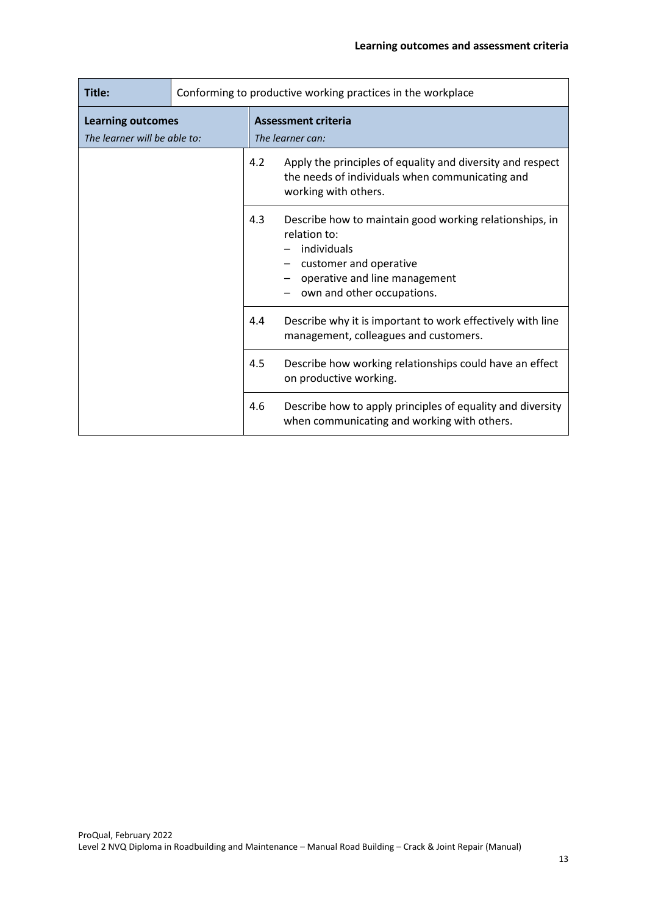| Title: | Conforming to productive working practices in the workplace |
|---|---|
| **Learning outcomes**<br>*The learner will be able to:* | **Assessment criteria**<br>*The learner can:* |
| | 4.2 Apply the principles of equality and diversity and respect the needs of individuals when communicating and working with others. |
| | 4.3 Describe how to maintain good working relationships, in relation to:<br>– individuals<br>– customer and operative<br>– operative and line management<br>– own and other occupations. |
| | 4.4 Describe why it is important to work effectively with line management, colleagues and customers. |
| | 4.5 Describe how working relationships could have an effect on productive working. |
| | 4.6 Describe how to apply principles of equality and diversity when communicating and working with others. |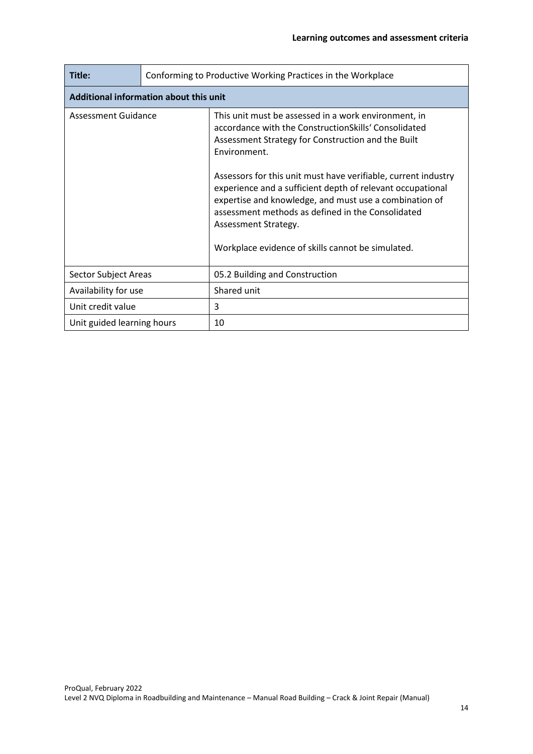| Title: | Conforming to Productive Working Practices in the Workplace |
|---|---|
| **Additional information about this unit** | |
| Assessment Guidance | This unit must be assessed in a work environment, in accordance with the ConstructionSkills' Consolidated Assessment Strategy for Construction and the Built Environment.<br><br>Assessors for this unit must have verifiable, current industry experience and a sufficient depth of relevant occupational expertise and knowledge, and must use a combination of assessment methods as defined in the Consolidated Assessment Strategy.<br><br>Workplace evidence of skills cannot be simulated. |
| Sector Subject Areas | 05.2 Building and Construction |
| Availability for use | Shared unit |
| Unit credit value | 3 |
| Unit guided learning hours | 10 |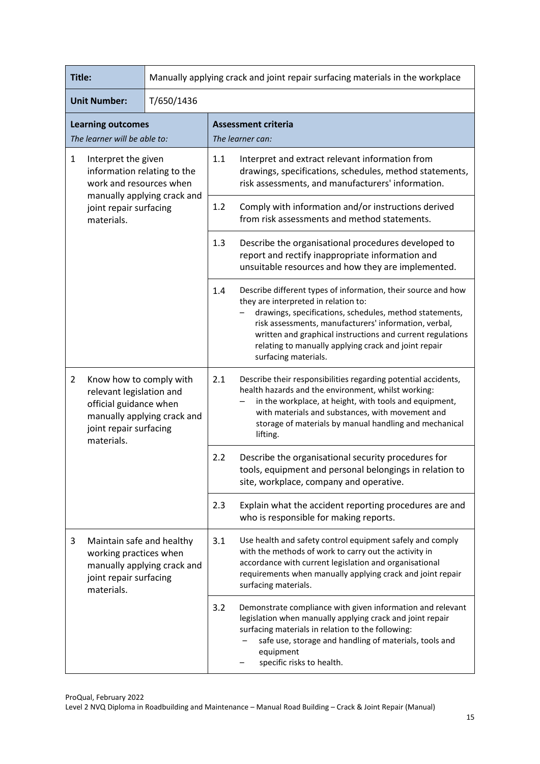| Title: | Manually applying crack and joint repair surfacing materials in the workplace | | |
|---|---|---|---|
| **Unit Number:** | T/650/1436 | | |
| **Learning outcomes** *The learner will be able to:* | | **Assessment criteria** *The learner can:* | |
| 1 Interpret the given information relating to the work and resources when manually applying crack and joint repair surfacing materials. | | 1.1 | Interpret and extract relevant information from drawings, specifications, schedules, method statements, risk assessments, and manufacturers' information. |
| | | 1.2 | Comply with information and/or instructions derived from risk assessments and method statements. |
| | | 1.3 | Describe the organisational procedures developed to report and rectify inappropriate information and unsuitable resources and how they are implemented. |
| | | 1.4 | Describe different types of information, their source and how they are interpreted in relation to: – drawings, specifications, schedules, method statements, risk assessments, manufacturers' information, verbal, written and graphical instructions and current regulations relating to manually applying crack and joint repair surfacing materials. |
| 2 Know how to comply with relevant legislation and official guidance when manually applying crack and joint repair surfacing materials. | | 2.1 | Describe their responsibilities regarding potential accidents, health hazards and the environment, whilst working: – in the workplace, at height, with tools and equipment, with materials and substances, with movement and storage of materials by manual handling and mechanical lifting. |
| | | 2.2 | Describe the organisational security procedures for tools, equipment and personal belongings in relation to site, workplace, company and operative. |
| | | 2.3 | Explain what the accident reporting procedures are and who is responsible for making reports. |
| 3 Maintain safe and healthy working practices when manually applying crack and joint repair surfacing materials. | | 3.1 | Use health and safety control equipment safely and comply with the methods of work to carry out the activity in accordance with current legislation and organisational requirements when manually applying crack and joint repair surfacing materials. |
| | | 3.2 | Demonstrate compliance with given information and relevant legislation when manually applying crack and joint repair surfacing materials in relation to the following: – safe use, storage and handling of materials, tools and equipment – specific risks to health. |

ProQual, February 2022
Level 2 NVQ Diploma in Roadbuilding and Maintenance – Manual Road Building – Crack & Joint Repair (Manual)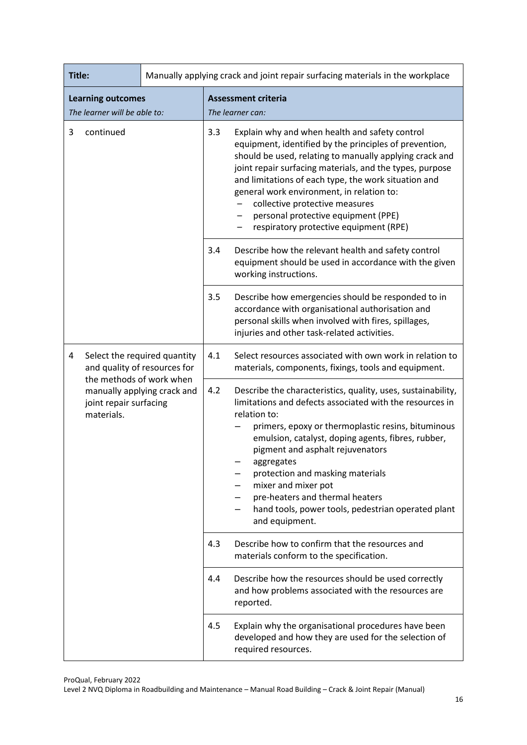| **Title:** | Manually applying crack and joint repair surfacing materials in the workplace | |
|---|---|---|
| **Learning outcomes**<br>*The learner will be able to:* | **Assessment criteria**<br>*The learner can:* | |
| 3 continued | 3.3 | Explain why and when health and safety control equipment, identified by the principles of prevention, should be used, relating to manually applying crack and joint repair surfacing materials, and the types, purpose and limitations of each type, the work situation and general work environment, in relation to:<br>– collective protective measures<br>– personal protective equipment (PPE)<br>– respiratory protective equipment (RPE) |
| | 3.4 | Describe how the relevant health and safety control equipment should be used in accordance with the given working instructions. |
| | 3.5 | Describe how emergencies should be responded to in accordance with organisational authorisation and personal skills when involved with fires, spillages, injuries and other task-related activities. |
| 4 Select the required quantity and quality of resources for the methods of work when manually applying crack and joint repair surfacing materials. | 4.1 | Select resources associated with own work in relation to materials, components, fixings, tools and equipment. |
| | 4.2 | Describe the characteristics, quality, uses, sustainability, limitations and defects associated with the resources in relation to:<br>– primers, epoxy or thermoplastic resins, bituminous emulsion, catalyst, doping agents, fibres, rubber, pigment and asphalt rejuvenators<br>– aggregates<br>– protection and masking materials<br>– mixer and mixer pot<br>– pre-heaters and thermal heaters<br>– hand tools, power tools, pedestrian operated plant and equipment. |
| | 4.3 | Describe how to confirm that the resources and materials conform to the specification. |
| | 4.4 | Describe how the resources should be used correctly and how problems associated with the resources are reported. |
| | 4.5 | Explain why the organisational procedures have been developed and how they are used for the selection of required resources. |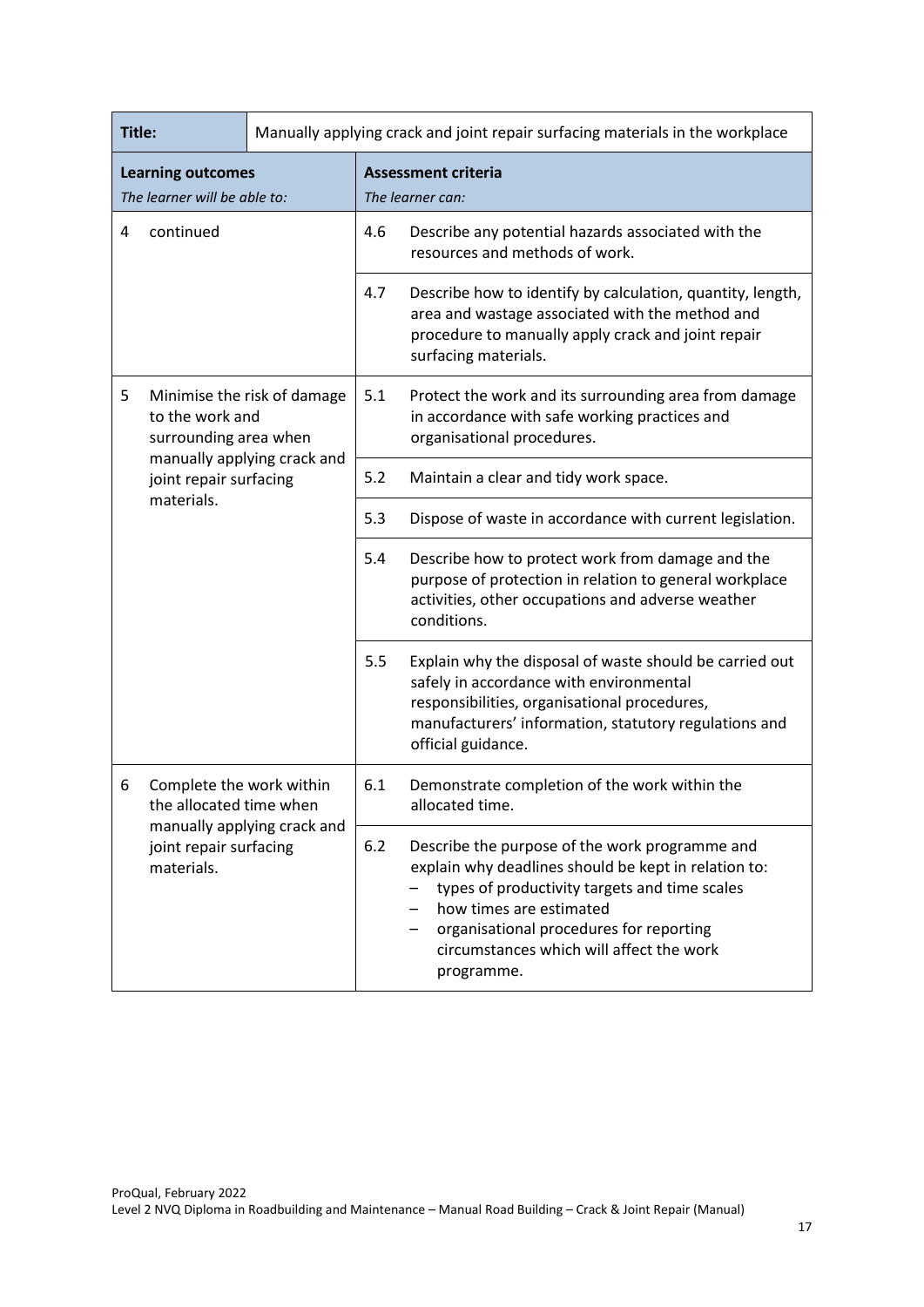| Title: | Manually applying crack and joint repair surfacing materials in the workplace | | |
|---|---|---|---|
| **Learning outcomes** *The learner will be able to:* | | **Assessment criteria** *The learner can:* | |
| 4 | continued | 4.6 | Describe any potential hazards associated with the resources and methods of work. |
| | | 4.7 | Describe how to identify by calculation, quantity, length, area and wastage associated with the method and procedure to manually apply crack and joint repair surfacing materials. |
| 5 | Minimise the risk of damage to the work and surrounding area when manually applying crack and joint repair surfacing materials. | 5.1 | Protect the work and its surrounding area from damage in accordance with safe working practices and organisational procedures. |
| | | 5.2 | Maintain a clear and tidy work space. |
| | | 5.3 | Dispose of waste in accordance with current legislation. |
| | | 5.4 | Describe how to protect work from damage and the purpose of protection in relation to general workplace activities, other occupations and adverse weather conditions. |
| | | 5.5 | Explain why the disposal of waste should be carried out safely in accordance with environmental responsibilities, organisational procedures, manufacturers' information, statutory regulations and official guidance. |
| 6 | Complete the work within the allocated time when manually applying crack and joint repair surfacing materials. | 6.1 | Demonstrate completion of the work within the allocated time. |
| | | 6.2 | Describe the purpose of the work programme and explain why deadlines should be kept in relation to:<br>– types of productivity targets and time scales<br>– how times are estimated<br>– organisational procedures for reporting circumstances which will affect the work programme. |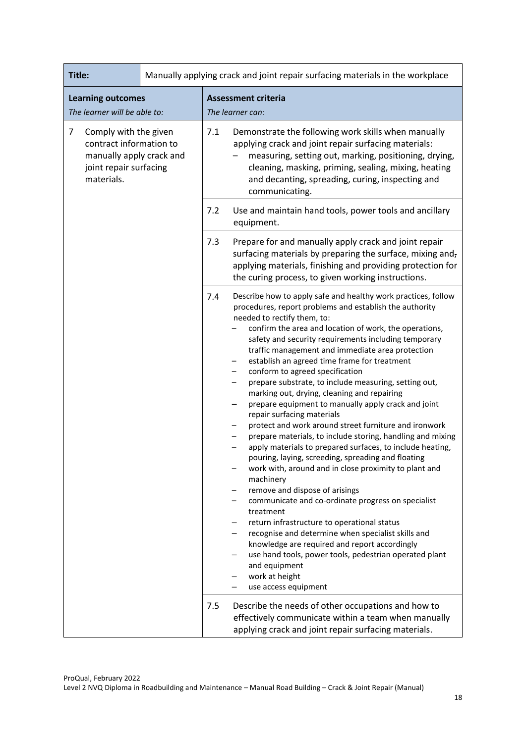| Title: | Manually applying crack and joint repair surfacing materials in the workplace |
|---|---|
| **Learning outcomes**<br>*The learner will be able to:* | **Assessment criteria**<br>*The learner can:* |
| 7 Comply with the given contract information to manually apply crack and joint repair surfacing materials. | 7.1 Demonstrate the following work skills when manually applying crack and joint repair surfacing materials:<br>– measuring, setting out, marking, positioning, drying, cleaning, masking, priming, sealing, mixing, heating and decanting, spreading, curing, inspecting and communicating. |
| | 7.2 Use and maintain hand tools, power tools and ancillary equipment. |
| | 7.3 Prepare for and manually apply crack and joint repair surfacing materials by preparing the surface, mixing and, applying materials, finishing and providing protection for the curing process, to given working instructions. |
| | 7.4 Describe how to apply safe and healthy work practices, follow procedures, report problems and establish the authority needed to rectify them, to:<br>– confirm the area and location of work, the operations, safety and security requirements including temporary traffic management and immediate area protection<br>– establish an agreed time frame for treatment<br>– conform to agreed specification<br>– prepare substrate, to include measuring, setting out, marking out, drying, cleaning and repairing<br>– prepare equipment to manually apply crack and joint repair surfacing materials<br>– protect and work around street furniture and ironwork<br>– prepare materials, to include storing, handling and mixing<br>– apply materials to prepared surfaces, to include heating, pouring, laying, screeding, spreading and floating<br>– work with, around and in close proximity to plant and machinery<br>– remove and dispose of arisings<br>– communicate and co-ordinate progress on specialist treatment<br>– return infrastructure to operational status<br>– recognise and determine when specialist skills and knowledge are required and report accordingly<br>– use hand tools, power tools, pedestrian operated plant and equipment<br>– work at height<br>– use access equipment |
| | 7.5 Describe the needs of other occupations and how to effectively communicate within a team when manually applying crack and joint repair surfacing materials. |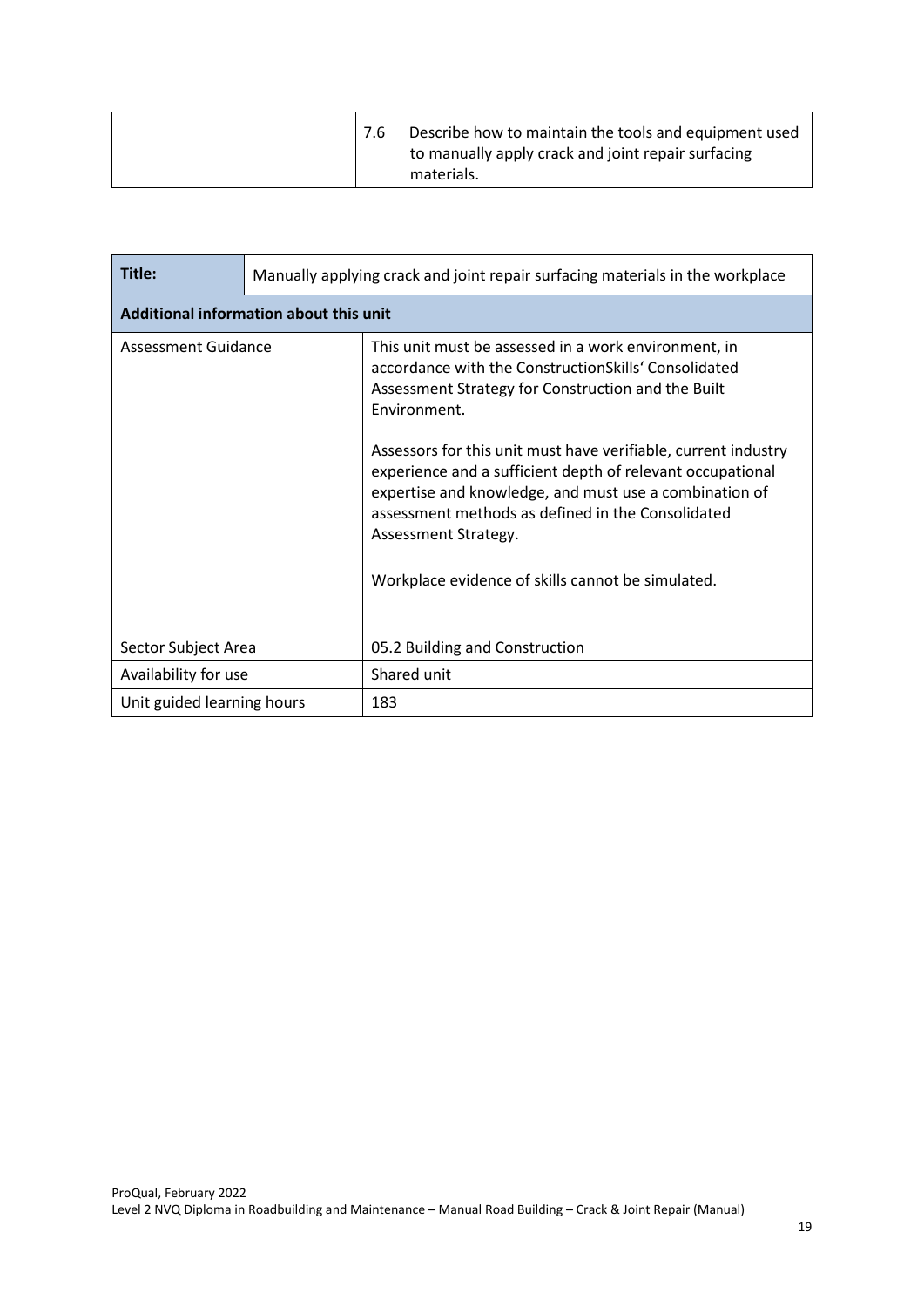| | 7.6 | Describe how to maintain the tools and equipment used to manually apply crack and joint repair surfacing materials. |
|---|---|---|

| Title: | Manually applying crack and joint repair surfacing materials in the workplace |
|---|---|
| **Additional information about this unit** | |
| Assessment Guidance | This unit must be assessed in a work environment, in accordance with the ConstructionSkills' Consolidated Assessment Strategy for Construction and the Built Environment.<br><br>Assessors for this unit must have verifiable, current industry experience and a sufficient depth of relevant occupational expertise and knowledge, and must use a combination of assessment methods as defined in the Consolidated Assessment Strategy.<br><br>Workplace evidence of skills cannot be simulated. |
| Sector Subject Area | 05.2 Building and Construction |
| Availability for use | Shared unit |
| Unit guided learning hours | 183 |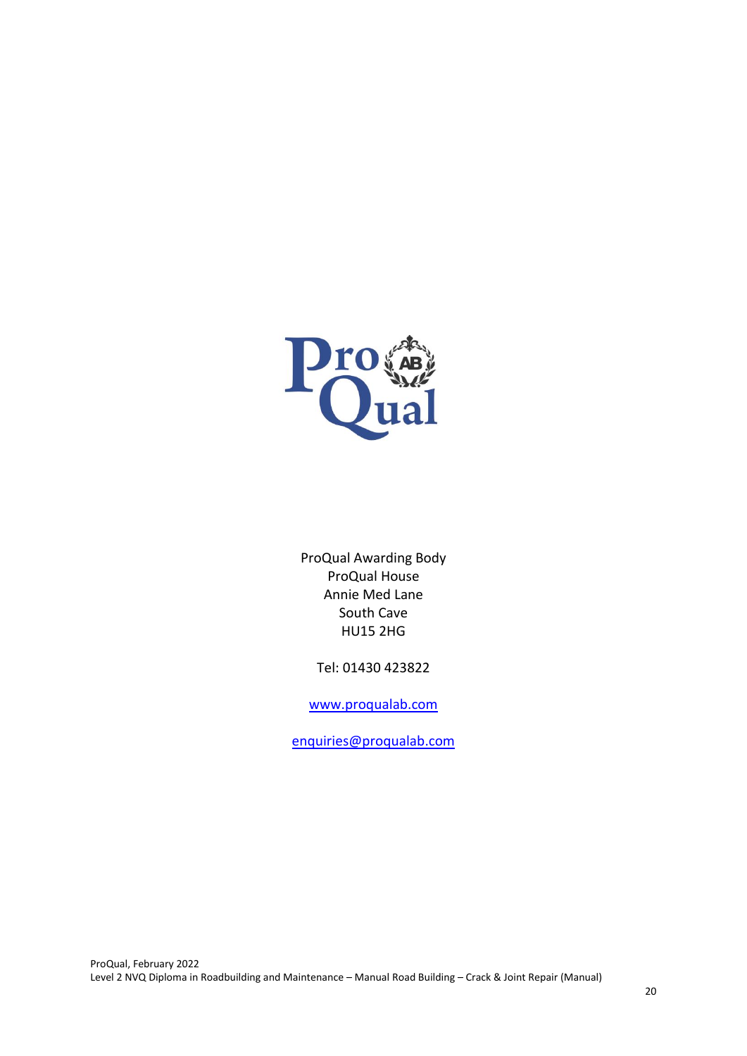ProQual Awarding Body
ProQual House
Annie Med Lane
South Cave
HU15 2HG

Tel: 01430 423822

www.proqualab.com

enquiries@proqualab.com